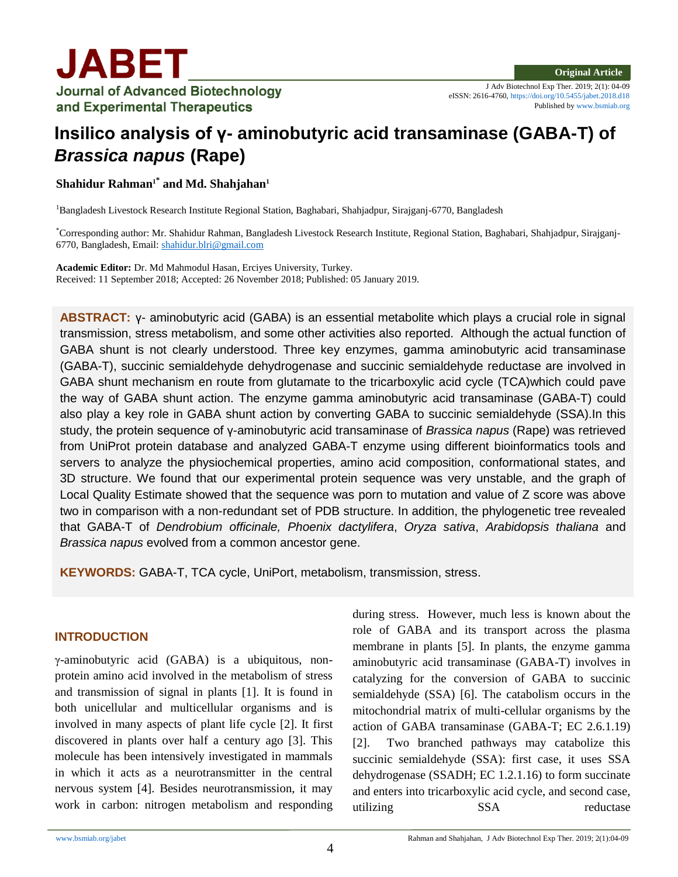JABET

Journal of Advanced Biotechnology and Experimental Therapeutics

Original Article

J Adv Biotechnol Exp Ther. 2019; 2(1): 04-09
eISSN: 2616-4760, https://doi.org/10.5455/jabet.2018.d18
Published by www.bsmiab.org

# Insilico analysis of γ- aminobutyric acid transaminase (GABA-T) of *Brassica napus* (Rape)

**Shahidur Rahman[1*] and Md. Shahjahan[1]**

[1]Bangladesh Livestock Research Institute Regional Station, Baghabari, Shahjadpur, Sirajganj-6770, Bangladesh

[*]Corresponding author: Mr. Shahidur Rahman, Bangladesh Livestock Research Institute, Regional Station, Baghabari, Shahjadpur, Sirajganj-6770, Bangladesh, Email: shahidur.blri@gmail.com

**Academic Editor:** Dr. Md Mahmodul Hasan, Erciyes University, Turkey.
Received: 11 September 2018; Accepted: 26 November 2018; Published: 05 January 2019.

**ABSTRACT:** γ- aminobutyric acid (GABA) is an essential metabolite which plays a crucial role in signal transmission, stress metabolism, and some other activities also reported. Although the actual function of GABA shunt is not clearly understood. Three key enzymes, gamma aminobutyric acid transaminase (GABA-T), succinic semialdehyde dehydrogenase and succinic semialdehyde reductase are involved in GABA shunt mechanism en route from glutamate to the tricarboxylic acid cycle (TCA)which could pave the way of GABA shunt action. The enzyme gamma aminobutyric acid transaminase (GABA-T) could also play a key role in GABA shunt action by converting GABA to succinic semialdehyde (SSA).In this study, the protein sequence of γ-aminobutyric acid transaminase of *Brassica napus* (Rape) was retrieved from UniProt protein database and analyzed GABA-T enzyme using different bioinformatics tools and servers to analyze the physiochemical properties, amino acid composition, conformational states, and 3D structure. We found that our experimental protein sequence was very unstable, and the graph of Local Quality Estimate showed that the sequence was porn to mutation and value of Z score was above two in comparison with a non-redundant set of PDB structure. In addition, the phylogenetic tree revealed that GABA-T of *Dendrobium officinale, Phoenix dactylifera*, *Oryza sativa*, *Arabidopsis thaliana* and *Brassica napus* evolved from a common ancestor gene.

**KEYWORDS:** GABA-T, TCA cycle, UniPort, metabolism, transmission, stress.

## INTRODUCTION

γ-aminobutyric acid (GABA) is a ubiquitous, non-protein amino acid involved in the metabolism of stress and transmission of signal in plants [1]. It is found in both unicellular and multicellular organisms and is involved in many aspects of plant life cycle [2]. It first discovered in plants over half a century ago [3]. This molecule has been intensively investigated in mammals in which it acts as a neurotransmitter in the central nervous system [4]. Besides neurotransmission, it may work in carbon: nitrogen metabolism and responding during stress. However, much less is known about the role of GABA and its transport across the plasma membrane in plants [5]. In plants, the enzyme gamma aminobutyric acid transaminase (GABA-T) involves in catalyzing for the conversion of GABA to succinic semialdehyde (SSA) [6]. The catabolism occurs in the mitochondrial matrix of multi-cellular organisms by the action of GABA transaminase (GABA-T; EC 2.6.1.19) [2]. Two branched pathways may catabolize this succinic semialdehyde (SSA): first case, it uses SSA dehydrogenase (SSADH; EC 1.2.1.16) to form succinate and enters into tricarboxylic acid cycle, and second case, utilizing SSA reductase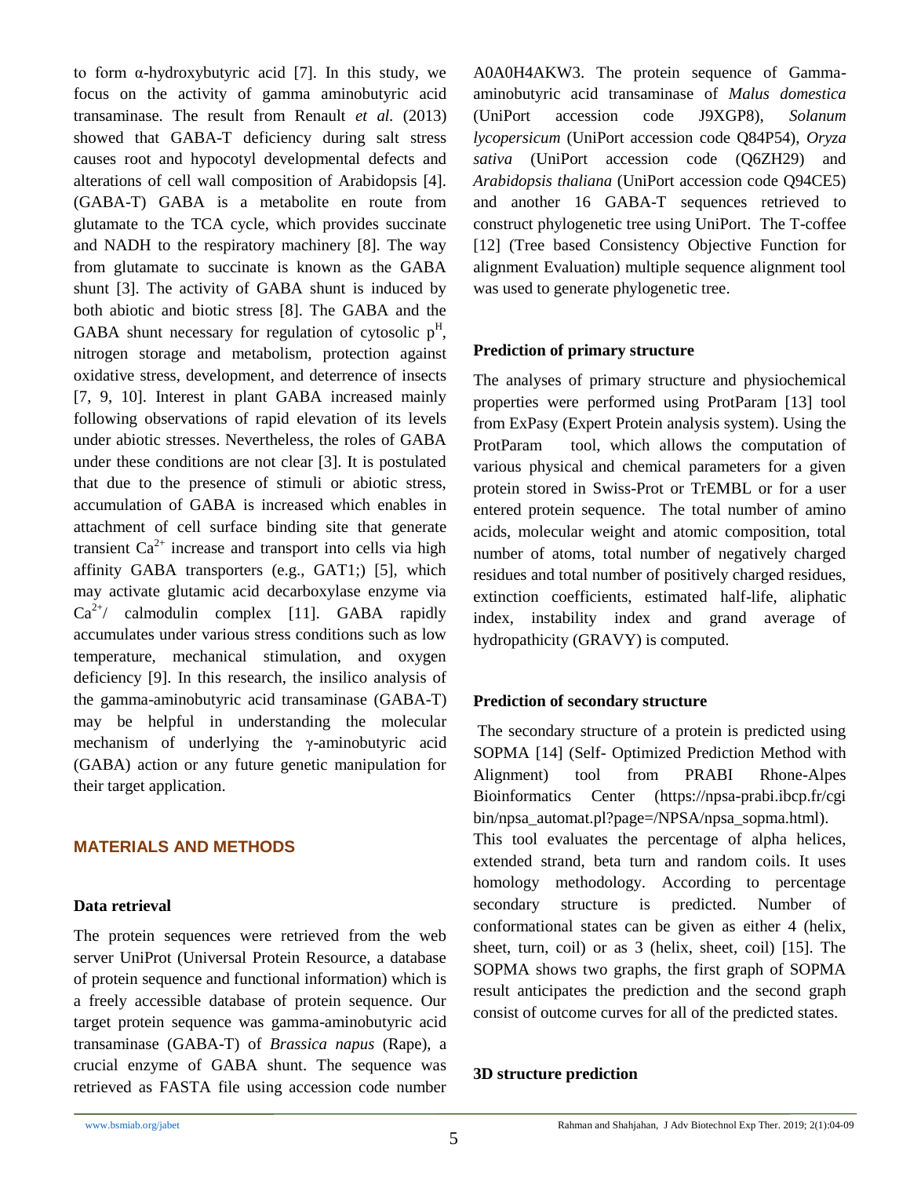to form α-hydroxybutyric acid [7]. In this study, we focus on the activity of gamma aminobutyric acid transaminase. The result from Renault *et al.* (2013) showed that GABA-T deficiency during salt stress causes root and hypocotyl developmental defects and alterations of cell wall composition of Arabidopsis [4]. (GABA-T) GABA is a metabolite en route from glutamate to the TCA cycle, which provides succinate and NADH to the respiratory machinery [8]. The way from glutamate to succinate is known as the GABA shunt [3]. The activity of GABA shunt is induced by both abiotic and biotic stress [8]. The GABA and the GABA shunt necessary for regulation of cytosolic $p^H$, nitrogen storage and metabolism, protection against oxidative stress, development, and deterrence of insects [7, 9, 10]. Interest in plant GABA increased mainly following observations of rapid elevation of its levels under abiotic stresses. Nevertheless, the roles of GABA under these conditions are not clear [3]. It is postulated that due to the presence of stimuli or abiotic stress, accumulation of GABA is increased which enables in attachment of cell surface binding site that generate transient $Ca^{2+}$ increase and transport into cells via high affinity GABA transporters (e.g., GAT1;) [5], which may activate glutamic acid decarboxylase enzyme via $Ca^{2+}$/ calmodulin complex [11]. GABA rapidly accumulates under various stress conditions such as low temperature, mechanical stimulation, and oxygen deficiency [9]. In this research, the insilico analysis of the gamma-aminobutyric acid transaminase (GABA-T) may be helpful in understanding the molecular mechanism of underlying the γ-aminobutyric acid (GABA) action or any future genetic manipulation for their target application.

## MATERIALS AND METHODS

### Data retrieval

The protein sequences were retrieved from the web server UniProt (Universal Protein Resource, a database of protein sequence and functional information) which is a freely accessible database of protein sequence. Our target protein sequence was gamma-aminobutyric acid transaminase (GABA-T) of *Brassica napus* (Rape), a crucial enzyme of GABA shunt. The sequence was retrieved as FASTA file using accession code number A0A0H4AKW3. The protein sequence of Gamma-aminobutyric acid transaminase of *Malus domestica* (UniPort accession code J9XGP8), *Solanum lycopersicum* (UniPort accession code Q84P54), *Oryza sativa* (UniPort accession code (Q6ZH29) and *Arabidopsis thaliana* (UniPort accession code Q94CE5) and another 16 GABA-T sequences retrieved to construct phylogenetic tree using UniPort. The T-coffee [12] (Tree based Consistency Objective Function for alignment Evaluation) multiple sequence alignment tool was used to generate phylogenetic tree.

### Prediction of primary structure

The analyses of primary structure and physiochemical properties were performed using ProtParam [13] tool from ExPasy (Expert Protein analysis system). Using the ProtParam tool, which allows the computation of various physical and chemical parameters for a given protein stored in Swiss-Prot or TrEMBL or for a user entered protein sequence. The total number of amino acids, molecular weight and atomic composition, total number of atoms, total number of negatively charged residues and total number of positively charged residues, extinction coefficients, estimated half-life, aliphatic index, instability index and grand average of hydropathicity (GRAVY) is computed.

### Prediction of secondary structure

The secondary structure of a protein is predicted using SOPMA [14] (Self- Optimized Prediction Method with Alignment) tool from PRABI Rhone-Alpes Bioinformatics Center (https://npsa-prabi.ibcp.fr/cgi bin/npsa_automat.pl?page=/NPSA/npsa_sopma.html). This tool evaluates the percentage of alpha helices, extended strand, beta turn and random coils. It uses homology methodology. According to percentage secondary structure is predicted. Number of conformational states can be given as either 4 (helix, sheet, turn, coil) or as 3 (helix, sheet, coil) [15]. The SOPMA shows two graphs, the first graph of SOPMA result anticipates the prediction and the second graph consist of outcome curves for all of the predicted states.

### 3D structure prediction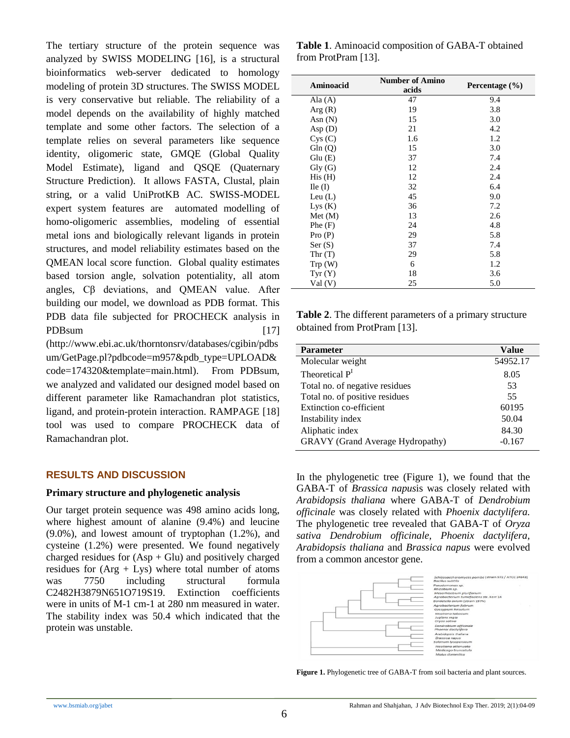The tertiary structure of the protein sequence was analyzed by SWISS MODELING [16], is a structural bioinformatics web-server dedicated to homology modeling of protein 3D structures. The SWISS MODEL is very conservative but reliable. The reliability of a model depends on the availability of highly matched template and some other factors. The selection of a template relies on several parameters like sequence identity, oligomeric state, GMQE (Global Quality Model Estimate), ligand and QSQE (Quaternary Structure Prediction). It allows FASTA, Clustal, plain string, or a valid UniProtKB AC. SWISS-MODEL expert system features are automated modelling of homo-oligomeric assemblies, modeling of essential metal ions and biologically relevant ligands in protein structures, and model reliability estimates based on the QMEAN local score function. Global quality estimates based torsion angle, solvation potentiality, all atom angles, Cβ deviations, and QMEAN value. After building our model, we download as PDB format. This PDB data file subjected for PROCHECK analysis in PDBsum [17] (http://www.ebi.ac.uk/thorntonsrv/databases/cgibin/pdbsum/GetPage.pl?pdbcode=m957&pdb_type=UPLOAD&code=174320&template=main.html). From PDBsum, we analyzed and validated our designed model based on different parameter like Ramachandran plot statistics, ligand, and protein-protein interaction. RAMPAGE [18] tool was used to compare PROCHECK data of Ramachandran plot.

## RESULTS AND DISCUSSION

### Primary structure and phylogenetic analysis

Our target protein sequence was 498 amino acids long, where highest amount of alanine (9.4%) and leucine (9.0%), and lowest amount of tryptophan (1.2%), and cysteine (1.2%) were presented. We found negatively charged residues for (Asp + Glu) and positively charged residues for (Arg + Lys) where total number of atoms was 7750 including structural formula $C_{2482}H_{3879}N_{651}O_{719}S_{19}$. Extinction coefficients were in units of $M^{-1}$ $cm^{-1}$ at 280 nm measured in water. The stability index was 50.4 which indicated that the protein was unstable.

**Table 1**. Aminoacid composition of GABA-T obtained from ProtPram [13].

| Aminoacid | Number of Amino acids | Percentage (%) |
|---|---|---|
| Ala (A) | 47 | 9.4 |
| Arg (R) | 19 | 3.8 |
| Asn (N) | 15 | 3.0 |
| Asp (D) | 21 | 4.2 |
| Cys (C) | 1.6 | 1.2 |
| Gln (Q) | 15 | 3.0 |
| Glu (E) | 37 | 7.4 |
| Gly (G) | 12 | 2.4 |
| His (H) | 12 | 2.4 |
| Ile (I) | 32 | 6.4 |
| Leu (L) | 45 | 9.0 |
| Lys (K) | 36 | 7.2 |
| Met (M) | 13 | 2.6 |
| Phe (F) | 24 | 4.8 |
| Pro (P) | 29 | 5.8 |
| Ser (S) | 37 | 7.4 |
| Thr (T) | 29 | 5.8 |
| Trp (W) | 6 | 1.2 |
| Tyr (Y) | 18 | 3.6 |
| Val (V) | 25 | 5.0 |

**Table 2**. The different parameters of a primary structure obtained from ProtPram [13].

| Parameter | Value |
|---|---|
| Molecular weight | 54952.17 |
| Theoretical $P^I$ | 8.05 |
| Total no. of negative residues | 53 |
| Total no. of positive residues | 55 |
| Extinction co-efficient | 60195 |
| Instability index | 50.04 |
| Aliphatic index | 84.30 |
| GRAVY (Grand Average Hydropathy) | -0.167 |

In the phylogenetic tree (Figure 1), we found that the GABA-T of *Brassica napus*is was closely related with *Arabidopsis thaliana* where GABA-T of *Dendrobium officinale* was closely related with *Phoenix dactylifera.* The phylogenetic tree revealed that GABA-T of *Oryza sativa Dendrobium officinale, Phoenix dactylifera, Arabidopsis thaliana* and *Brassica napus* were evolved from a common ancestor gene.

**Figure 1.** Phylogenetic tree of GABA-T from soil bacteria and plant sources.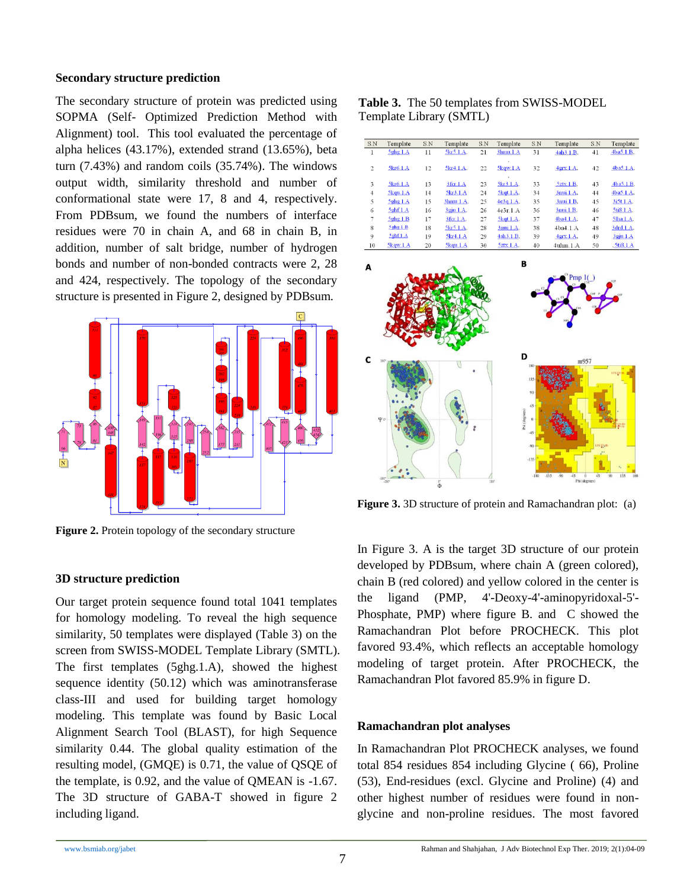### Secondary structure prediction

The secondary structure of protein was predicted using SOPMA (Self- Optimized Prediction Method with Alignment) tool. This tool evaluated the percentage of alpha helices (43.17%), extended strand (13.65%), beta turn (7.43%) and random coils (35.74%). The windows output width, similarity threshold and number of conformational state were 17, 8 and 4, respectively. From PDBsum, we found the numbers of interface residues were 70 in chain A, and 68 in chain B, in addition, number of salt bridge, number of hydrogen bonds and number of non-bonded contracts were 2, 28 and 424, respectively. The topology of the secondary structure is presented in Figure 2, designed by PDBsum.

**Figure 2.** Protein topology of the secondary structure

### 3D structure prediction

Our target protein sequence found total 1041 templates for homology modeling. To reveal the high sequence similarity, 50 templates were displayed (Table 3) on the screen from SWISS-MODEL Template Library (SMTL). The first templates (5ghg.1.A), showed the highest sequence identity (50.12) which was aminotransferase class-III and used for building target homology modeling. This template was found by Basic Local Alignment Search Tool (BLAST), for high Sequence similarity 0.44. The global quality estimation of the resulting model, (GMQE) is 0.71, the value of QSQE of the template, is 0.92, and the value of QMEAN is -1.67. The 3D structure of GABA-T showed in figure 2 including ligand.

**Table 3.** The 50 templates from SWISS-MODEL Template Library (SMTL)

| S.N | Template | S.N | Template | S.N | Template | S.N | Template | S.N | Template |
|---|---|---|---|---|---|---|---|---|---|
| 1 | 5ghg.1.A | 11 | 5kr5.1.A | 21 | 3hmu.1.A | 31 | 4ah3.1.B | 41 | 4ba5.1.B |
| 2 | 5kr6.1.A | 12 | 5kr4.1.A | 22 | 5kqw.1.A | 32 | 4grx.1.A | 42 | 4ba5.1.A |
| 3 | 5kr6.1.A | 13 | 3fcr.1.A | 23 | 5kr3.1.A | 33 | 5ztx.1.B | 43 | 4ba5.1.B |
| 4 | 5kqu.1.A | 14 | 5kr3.1.A | 24 | 5kqt.1.A | 34 | 3nui.1.A | 44 | 4ba5.1.A |
| 5 | 5ghg.1.A | 15 | 3hmu.1.A | 25 | 4e3q.1.A | 35 | 3nui.1.B | 45 | 3i5t.1.A |
| 6 | 5ghf.1.A | 16 | 3gju.1.A | 26 | 4e3r.1.A | 36 | 3nui.1.B | 46 | 5ti8.1.A |
| 7 | 5ghg.1.B | 17 | 3fcr.1.A | 27 | 5kqt.1.A | 37 | 4ba4.1.A | 47 | 5lha.1.A |
| 8 | 5ghg.1.B | 18 | 5kr5.1.A | 28 | 3nui.1.A | 38 | 4ba4.1.A | 48 | 3drd.1.A |
| 9 | 5ghf.1.A | 19 | 5kr4.1.A | 29 | 4ah3.1.B | 39 | 4grx.1.A | 49 | 3gju.1.A |
| 10 | 5kqw.1.A | 20 | 5kqu.1.A | 30 | 5ztx.1.A | 40 | 4uhm.1.A | 50 | 5ti8.1.A |

**Figure 3.** 3D structure of protein and Ramachandran plot: (a)

In Figure 3. A is the target 3D structure of our protein developed by PDBsum, where chain A (green colored), chain B (red colored) and yellow colored in the center is the ligand (PMP, 4'-Deoxy-4'-aminopyridoxal-5'-Phosphate, PMP) where figure B. and C showed the Ramachandran Plot before PROCHECK. This plot favored 93.4%, which reflects an acceptable homology modeling of target protein. After PROCHECK, the Ramachandran Plot favored 85.9% in figure D.

### Ramachandran plot analyses

In Ramachandran Plot PROCHECK analyses, we found total 854 residues 854 including Glycine ( 66), Proline (53), End-residues (excl. Glycine and Proline) (4) and other highest number of residues were found in non-glycine and non-proline residues. The most favored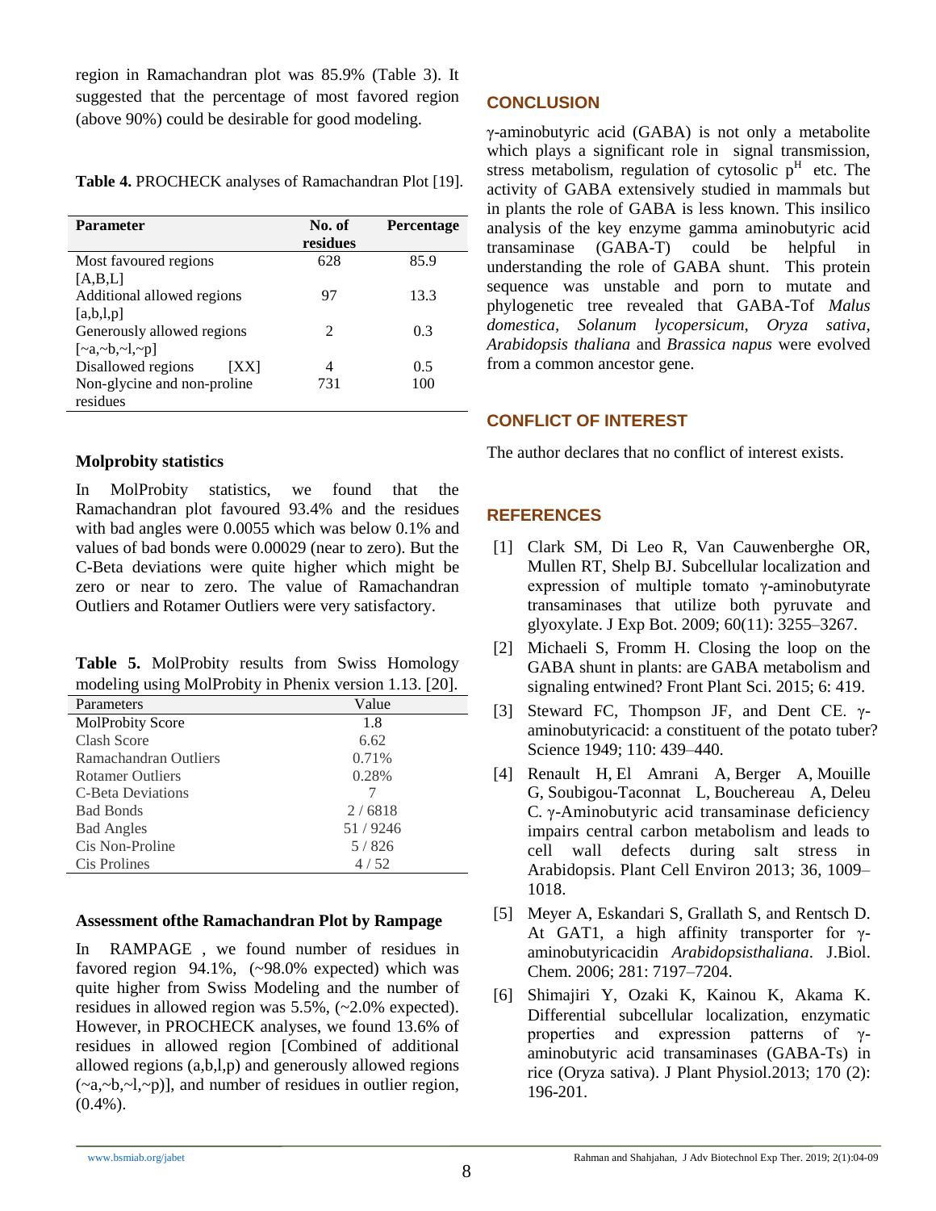region in Ramachandran plot was 85.9% (Table 3). It suggested that the percentage of most favored region (above 90%) could be desirable for good modeling.

**Table 4.** PROCHECK analyses of Ramachandran Plot [19].

| Parameter | No. of residues | Percentage |
|---|---|---|
| Most favoured regions [A,B,L] | 628 | 85.9 |
| Additional allowed regions [a,b,l,p] | 97 | 13.3 |
| Generously allowed regions [~a,~b,~l,~p] | 2 | 0.3 |
| Disallowed regions [XX] | 4 | 0.5 |
| Non-glycine and non-proline residues | 731 | 100 |

### Molprobity statistics

In MolProbity statistics, we found that the Ramachandran plot favoured 93.4% and the residues with bad angles were 0.0055 which was below 0.1% and values of bad bonds were 0.00029 (near to zero). But the C-Beta deviations were quite higher which might be zero or near to zero. The value of Ramachandran Outliers and Rotamer Outliers were very satisfactory.

**Table 5.** MolProbity results from Swiss Homology modeling using MolProbity in Phenix version 1.13. [20].

| Parameters | Value |
|---|---|
| MolProbity Score | 1.8 |
| Clash Score | 6.62 |
| Ramachandran Outliers | 0.71% |
| Rotamer Outliers | 0.28% |
| C-Beta Deviations | 7 |
| Bad Bonds | 2 / 6818 |
| Bad Angles | 51 / 9246 |
| Cis Non-Proline | 5 / 826 |
| Cis Prolines | 4 / 52 |

### Assessment ofthe Ramachandran Plot by Rampage

In RAMPAGE , we found number of residues in favored region 94.1%, (~98.0% expected) which was quite higher from Swiss Modeling and the number of residues in allowed region was 5.5%, (~2.0% expected). However, in PROCHECK analyses, we found 13.6% of residues in allowed region [Combined of additional allowed regions (a,b,l,p) and generously allowed regions (~a,~b,~l,~p)], and number of residues in outlier region, (0.4%).

## CONCLUSION

γ-aminobutyric acid (GABA) is not only a metabolite which plays a significant role in signal transmission, stress metabolism, regulation of cytosolic $p^H$ etc. The activity of GABA extensively studied in mammals but in plants the role of GABA is less known. This insilico analysis of the key enzyme gamma aminobutyric acid transaminase (GABA-T) could be helpful in understanding the role of GABA shunt. This protein sequence was unstable and porn to mutate and phylogenetic tree revealed that GABA-Tof *Malus domestica*, *Solanum lycopersicum*, *Oryza sativa*, *Arabidopsis thaliana* and *Brassica napus* were evolved from a common ancestor gene.

## CONFLICT OF INTEREST

The author declares that no conflict of interest exists.

## REFERENCES

[1] Clark SM, Di Leo R, Van Cauwenberghe OR, Mullen RT, Shelp BJ. Subcellular localization and expression of multiple tomato γ-aminobutyrate transaminases that utilize both pyruvate and glyoxylate. J Exp Bot. 2009; 60(11): 3255–3267.

[2] Michaeli S, Fromm H. Closing the loop on the GABA shunt in plants: are GABA metabolism and signaling entwined? Front Plant Sci. 2015; 6: 419.

[3] Steward FC, Thompson JF, and Dent CE. γ-aminobutyricacid: a constituent of the potato tuber? Science 1949; 110: 439–440.

[4] Renault H, El Amrani A, Berger A, Mouille G, Soubigou-Taconnat L, Bouchereau A, Deleu C. γ-Aminobutyric acid transaminase deficiency impairs central carbon metabolism and leads to cell wall defects during salt stress in Arabidopsis. Plant Cell Environ 2013; 36, 1009–1018.

[5] Meyer A, Eskandari S, Grallath S, and Rentsch D. At GAT1, a high affinity transporter for γ-aminobutyricacidin *Arabidopsisthaliana*. J.Biol. Chem. 2006; 281: 7197–7204.

[6] Shimajiri Y, Ozaki K, Kainou K, Akama K. Differential subcellular localization, enzymatic properties and expression patterns of γ-aminobutyric acid transaminases (GABA-Ts) in rice (Oryza sativa). J Plant Physiol.2013; 170 (2): 196-201.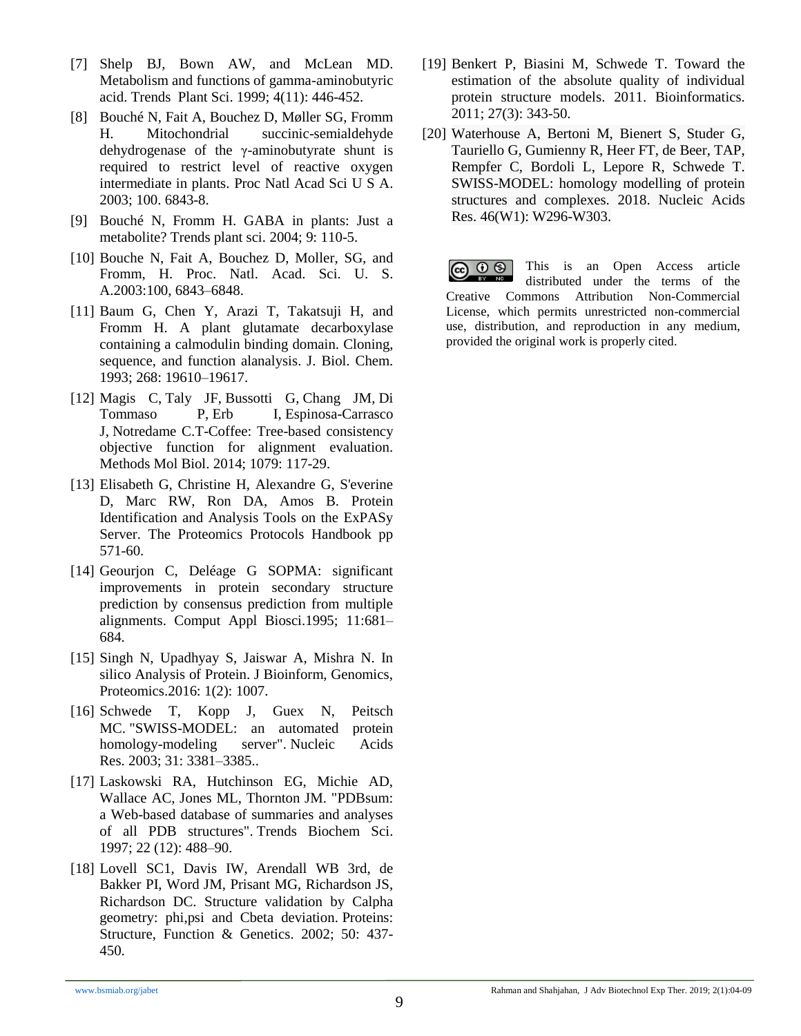[7] Shelp BJ, Bown AW, and McLean MD. Metabolism and functions of gamma-aminobutyric acid. Trends Plant Sci. 1999; 4(11): 446-452.

[8] Bouché N, Fait A, Bouchez D, Møller SG, Fromm H. Mitochondrial succinic-semialdehyde dehydrogenase of the γ-aminobutyrate shunt is required to restrict level of reactive oxygen intermediate in plants. Proc Natl Acad Sci U S A. 2003; 100. 6843-8.

[9] Bouché N, Fromm H. GABA in plants: Just a metabolite? Trends plant sci. 2004; 9: 110-5.

[10] Bouche N, Fait A, Bouchez D, Moller, SG, and Fromm, H. Proc. Natl. Acad. Sci. U. S. A.2003:100, 6843–6848.

[11] Baum G, Chen Y, Arazi T, Takatsuji H, and Fromm H. A plant glutamate decarboxylase containing a calmodulin binding domain. Cloning, sequence, and function alanalysis. J. Biol. Chem. 1993; 268: 19610–19617.

[12] Magis C, Taly JF, Bussotti G, Chang JM, Di Tommaso P, Erb I, Espinosa-Carrasco J, Notredame C.T-Coffee: Tree-based consistency objective function for alignment evaluation. Methods Mol Biol. 2014; 1079: 117-29.

[13] Elisabeth G, Christine H, Alexandre G, S'everine D, Marc RW, Ron DA, Amos B. Protein Identification and Analysis Tools on the ExPASy Server. The Proteomics Protocols Handbook pp 571-60.

[14] Geourjon C, Deléage G SOPMA: significant improvements in protein secondary structure prediction by consensus prediction from multiple alignments. Comput Appl Biosci.1995; 11:681–684.

[15] Singh N, Upadhyay S, Jaiswar A, Mishra N. In silico Analysis of Protein. J Bioinform, Genomics, Proteomics.2016: 1(2): 1007.

[16] Schwede T, Kopp J, Guex N, Peitsch MC. "SWISS-MODEL: an automated protein homology-modeling server". Nucleic Acids Res. 2003; 31: 3381–3385..

[17] Laskowski RA, Hutchinson EG, Michie AD, Wallace AC, Jones ML, Thornton JM. "PDBsum: a Web-based database of summaries and analyses of all PDB structures". Trends Biochem Sci. 1997; 22 (12): 488–90.

[18] Lovell SC1, Davis IW, Arendall WB 3rd, de Bakker PI, Word JM, Prisant MG, Richardson JS, Richardson DC. Structure validation by Calpha geometry: phi,psi and Cbeta deviation. Proteins: Structure, Function & Genetics. 2002; 50: 437-450.

[19] Benkert P, Biasini M, Schwede T. Toward the estimation of the absolute quality of individual protein structure models. 2011. Bioinformatics. 2011; 27(3): 343-50.

[20] Waterhouse A, Bertoni M, Bienert S, Studer G, Tauriello G, Gumienny R, Heer FT, de Beer, TAP, Rempfer C, Bordoli L, Lepore R, Schwede T. SWISS-MODEL: homology modelling of protein structures and complexes. 2018. Nucleic Acids Res. 46(W1): W296-W303.

This is an Open Access article distributed under the terms of the Creative Commons Attribution Non-Commercial License, which permits unrestricted non-commercial use, distribution, and reproduction in any medium, provided the original work is properly cited.